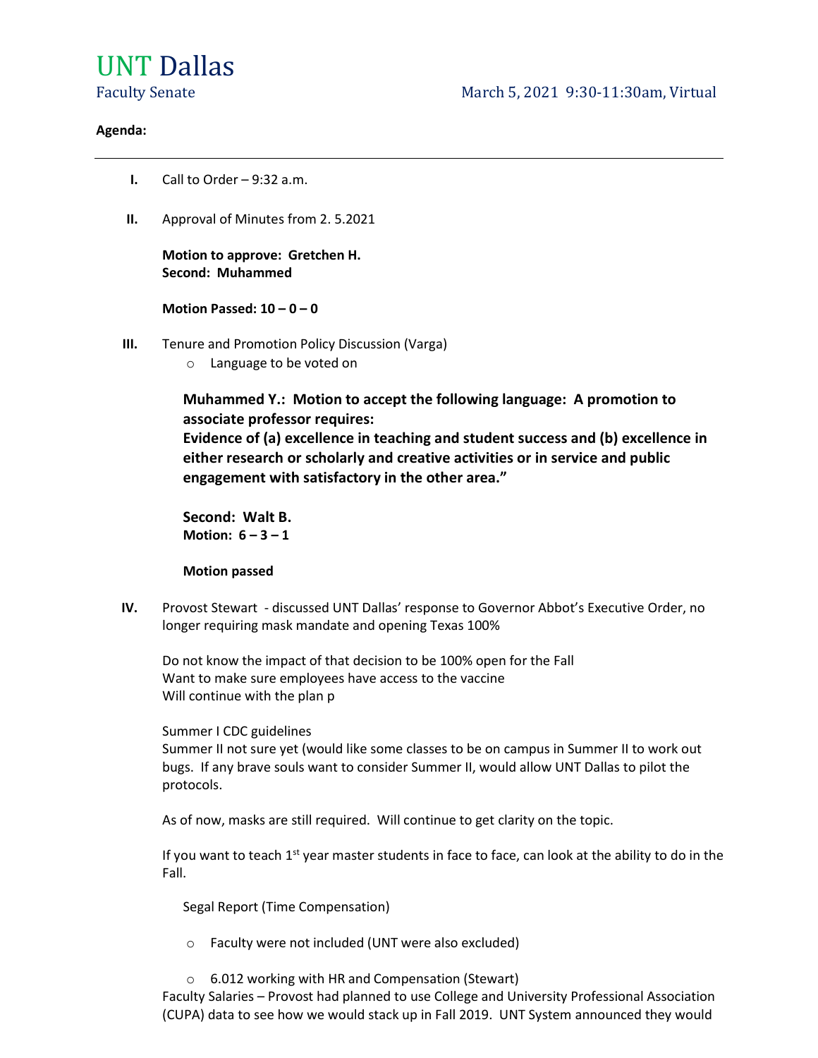# UNT Dallas

Faculty Senate

March 5, 2021 9:30-11:30am, Virtual

**Agenda:**

---

**I.** Call to Order – 9:32 a.m.

**II.** Approval of Minutes from 2. 5.2021

**Motion to approve: Gretchen H.**
**Second: Muhammed**

**Motion Passed: 10 – 0 – 0**

**III.** Tenure and Promotion Policy Discussion (Varga)

- Language to be voted on

**Muhammed Y.: Motion to accept the following language: A promotion to associate professor requires:**
**Evidence of (a) excellence in teaching and student success and (b) excellence in either research or scholarly and creative activities or in service and public engagement with satisfactory in the other area."**

**Second: Walt B.**
**Motion: 6 – 3 – 1**

**Motion passed**

**IV.** Provost Stewart - discussed UNT Dallas' response to Governor Abbot's Executive Order, no longer requiring mask mandate and opening Texas 100%

Do not know the impact of that decision to be 100% open for the Fall
Want to make sure employees have access to the vaccine
Will continue with the plan p

Summer I CDC guidelines
Summer II not sure yet (would like some classes to be on campus in Summer II to work out bugs. If any brave souls want to consider Summer II, would allow UNT Dallas to pilot the protocols.

As of now, masks are still required. Will continue to get clarity on the topic.

If you want to teach 1st year master students in face to face, can look at the ability to do in the Fall.

Segal Report (Time Compensation)

- Faculty were not included (UNT were also excluded)
- 6.012 working with HR and Compensation (Stewart)

Faculty Salaries – Provost had planned to use College and University Professional Association (CUPA) data to see how we would stack up in Fall 2019. UNT System announced they would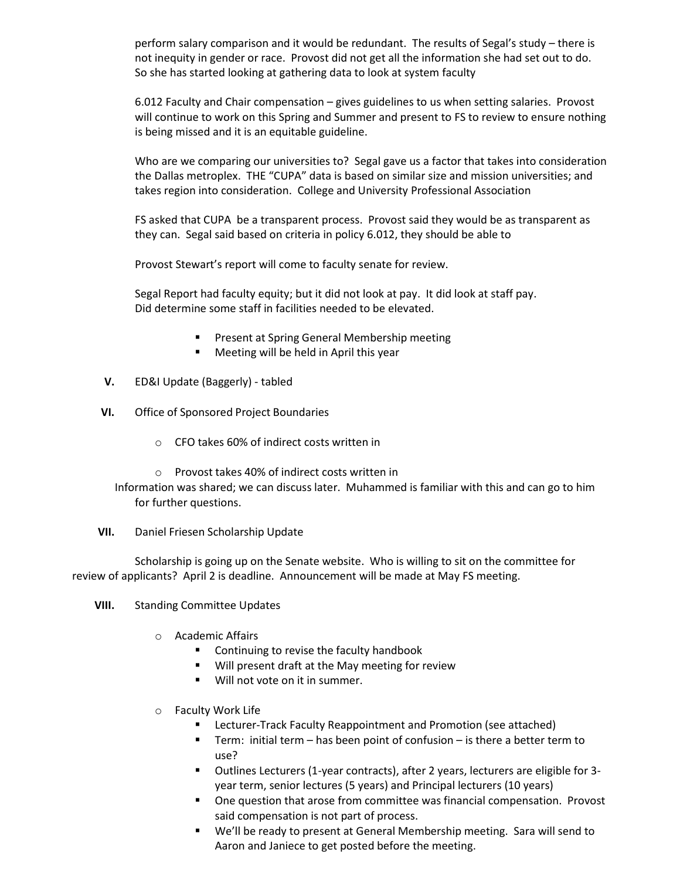perform salary comparison and it would be redundant. The results of Segal's study – there is not inequity in gender or race. Provost did not get all the information she had set out to do. So she has started looking at gathering data to look at system faculty

6.012 Faculty and Chair compensation – gives guidelines to us when setting salaries. Provost will continue to work on this Spring and Summer and present to FS to review to ensure nothing is being missed and it is an equitable guideline.

Who are we comparing our universities to? Segal gave us a factor that takes into consideration the Dallas metroplex. THE "CUPA" data is based on similar size and mission universities; and takes region into consideration. College and University Professional Association

FS asked that CUPA be a transparent process. Provost said they would be as transparent as they can. Segal said based on criteria in policy 6.012, they should be able to

Provost Stewart's report will come to faculty senate for review.

Segal Report had faculty equity; but it did not look at pay. It did look at staff pay. Did determine some staff in facilities needed to be elevated.

- Present at Spring General Membership meeting
- Meeting will be held in April this year

**V.** ED&I Update (Baggerly) - tabled

**VI.** Office of Sponsored Project Boundaries

- CFO takes 60% of indirect costs written in
- Provost takes 40% of indirect costs written in

Information was shared; we can discuss later. Muhammed is familiar with this and can go to him for further questions.

**VII.** Daniel Friesen Scholarship Update

Scholarship is going up on the Senate website. Who is willing to sit on the committee for review of applicants? April 2 is deadline. Announcement will be made at May FS meeting.

**VIII.** Standing Committee Updates

- Academic Affairs
  - Continuing to revise the faculty handbook
  - Will present draft at the May meeting for review
  - Will not vote on it in summer.
- Faculty Work Life
  - Lecturer-Track Faculty Reappointment and Promotion (see attached)
  - Term: initial term – has been point of confusion – is there a better term to use?
  - Outlines Lecturers (1-year contracts), after 2 years, lecturers are eligible for 3-year term, senior lectures (5 years) and Principal lecturers (10 years)
  - One question that arose from committee was financial compensation. Provost said compensation is not part of process.
  - We'll be ready to present at General Membership meeting. Sara will send to Aaron and Janiece to get posted before the meeting.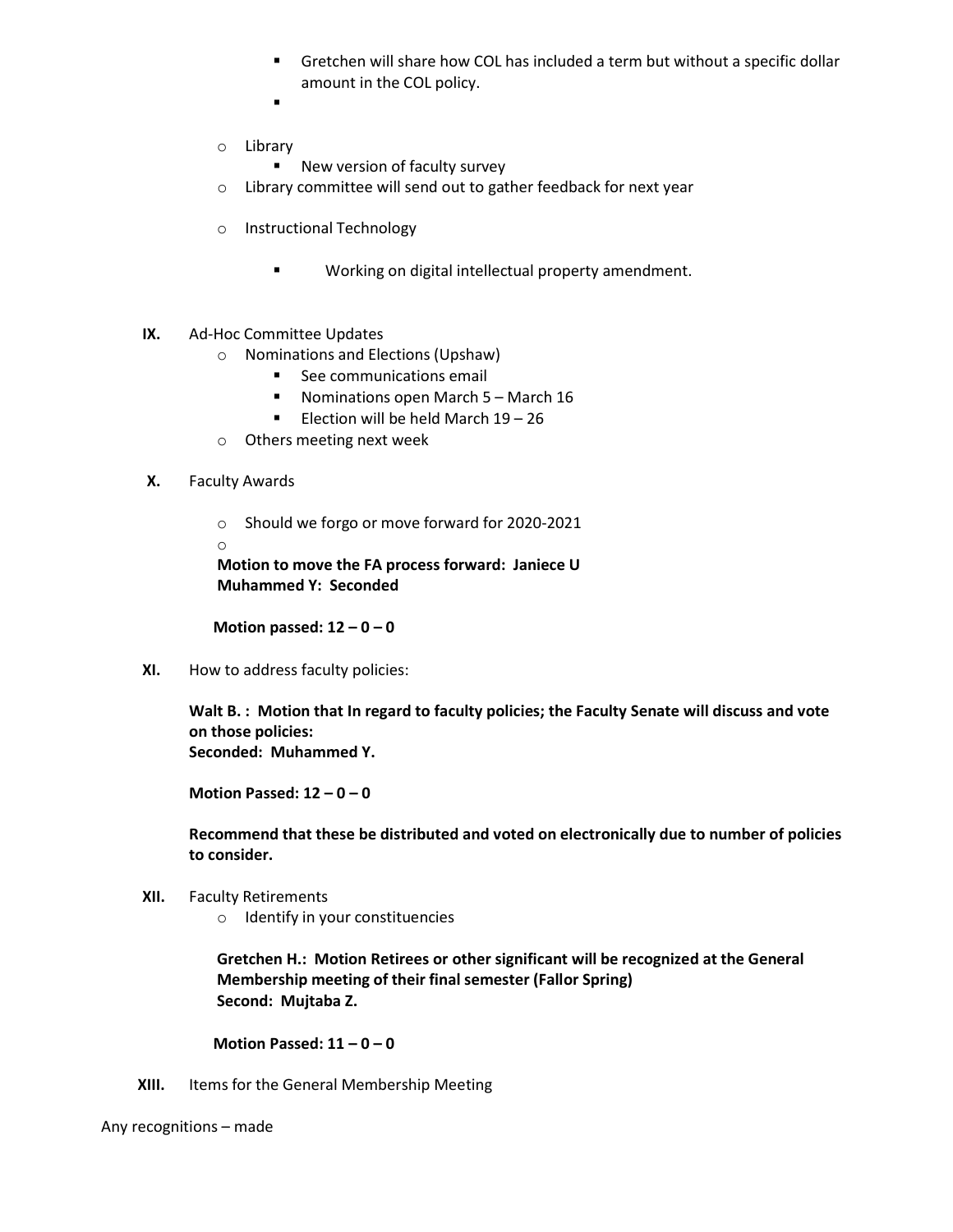- Gretchen will share how COL has included a term but without a specific dollar amount in the COL policy.
-

- Library
  - New version of faculty survey
- Library committee will send out to gather feedback for next year

- Instructional Technology
  - Working on digital intellectual property amendment.

**IX.** Ad-Hoc Committee Updates

- Nominations and Elections (Upshaw)
  - See communications email
  - Nominations open March 5 – March 16
  - Election will be held March 19 – 26
- Others meeting next week

**X.** Faculty Awards

- Should we forgo or move forward for 2020-2021
-

**Motion to move the FA process forward: Janiece U**
**Muhammed Y: Seconded**

**Motion passed: 12 – 0 – 0**

**XI.** How to address faculty policies:

**Walt B. : Motion that In regard to faculty policies; the Faculty Senate will discuss and vote on those policies:**
**Seconded: Muhammed Y.**

**Motion Passed: 12 – 0 – 0**

**Recommend that these be distributed and voted on electronically due to number of policies to consider.**

**XII.** Faculty Retirements

- Identify in your constituencies

**Gretchen H.: Motion Retirees or other significant will be recognized at the General Membership meeting of their final semester (Fallor Spring)**
**Second: Mujtaba Z.**

**Motion Passed: 11 – 0 – 0**

**XIII.** Items for the General Membership Meeting

Any recognitions – made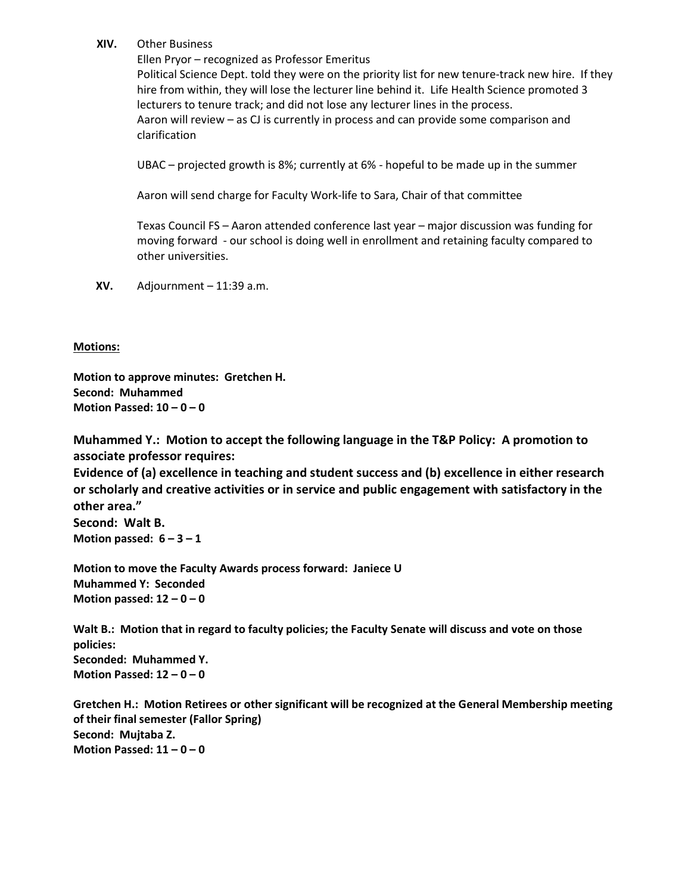**XIV.** Other Business

Ellen Pryor – recognized as Professor Emeritus

Political Science Dept. told they were on the priority list for new tenure-track new hire. If they hire from within, they will lose the lecturer line behind it. Life Health Science promoted 3 lecturers to tenure track; and did not lose any lecturer lines in the process.

Aaron will review – as CJ is currently in process and can provide some comparison and clarification

UBAC – projected growth is 8%; currently at 6% - hopeful to be made up in the summer

Aaron will send charge for Faculty Work-life to Sara, Chair of that committee

Texas Council FS – Aaron attended conference last year – major discussion was funding for moving forward - our school is doing well in enrollment and retaining faculty compared to other universities.

**XV.** Adjournment – 11:39 a.m.

**Motions:**

**Motion to approve minutes: Gretchen H.**
**Second: Muhammed**
**Motion Passed: 10 – 0 – 0**

**Muhammed Y.: Motion to accept the following language in the T&P Policy: A promotion to associate professor requires:**
**Evidence of (a) excellence in teaching and student success and (b) excellence in either research or scholarly and creative activities or in service and public engagement with satisfactory in the other area."**
**Second: Walt B.**
**Motion passed: 6 – 3 – 1**

**Motion to move the Faculty Awards process forward: Janiece U**
**Muhammed Y: Seconded**
**Motion passed: 12 – 0 – 0**

**Walt B.: Motion that in regard to faculty policies; the Faculty Senate will discuss and vote on those policies:**
**Seconded: Muhammed Y.**
**Motion Passed: 12 – 0 – 0**

**Gretchen H.: Motion Retirees or other significant will be recognized at the General Membership meeting of their final semester (Fallor Spring)**
**Second: Mujtaba Z.**
**Motion Passed: 11 – 0 – 0**